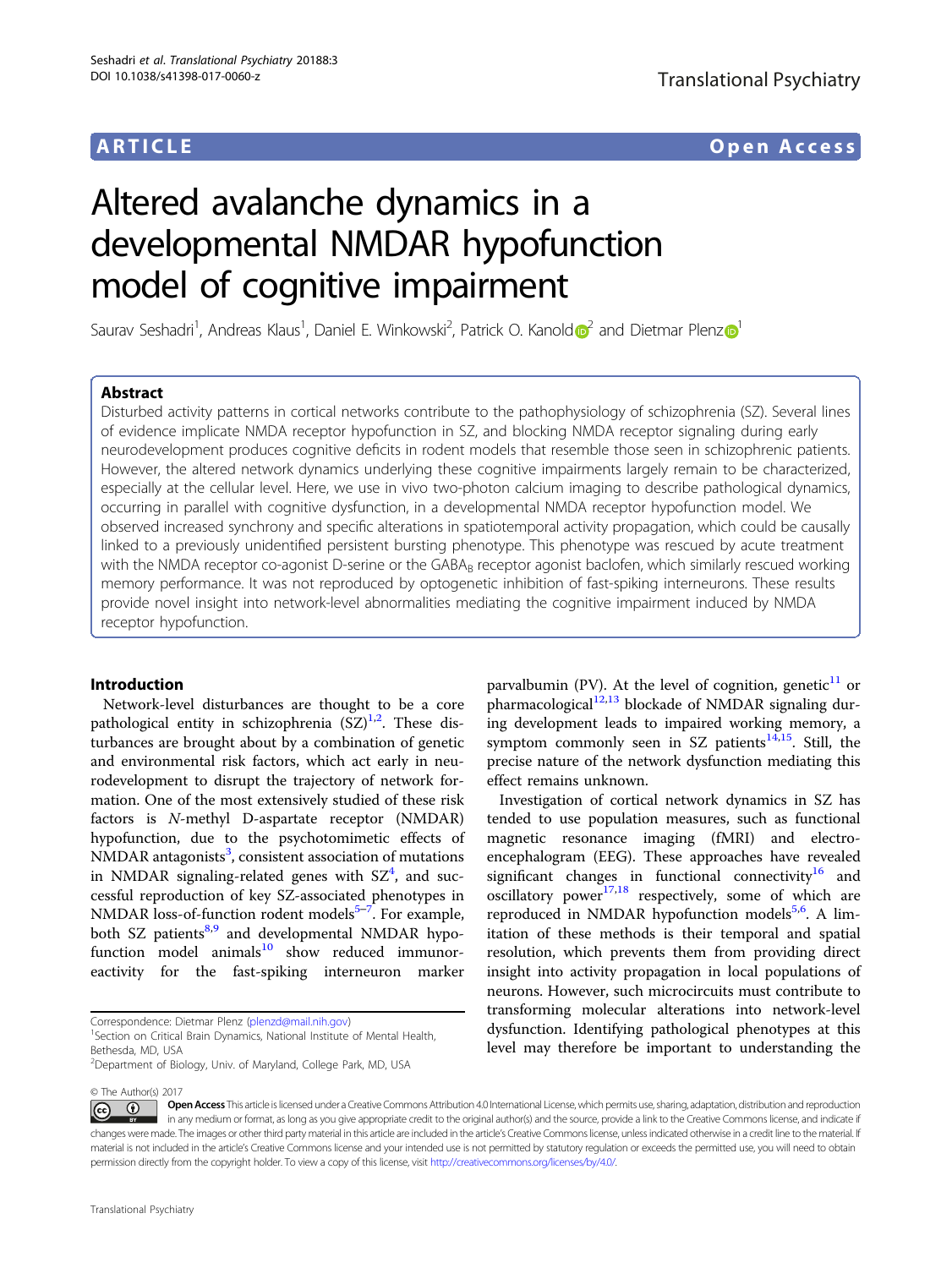ARTICLE Open Access

# Altered avalanche dynamics in a developmental NMDAR hypofunction model of cognitive impairment

Saurav Seshadri[1], Andreas Klaus[1], Daniel E. Winkowski[2], Patrick O. Kanold[2] and Dietmar Plenz[1]

## Abstract

Disturbed activity patterns in cortical networks contribute to the pathophysiology of schizophrenia (SZ). Several lines of evidence implicate NMDA receptor hypofunction in SZ, and blocking NMDA receptor signaling during early neurodevelopment produces cognitive deficits in rodent models that resemble those seen in schizophrenic patients. However, the altered network dynamics underlying these cognitive impairments largely remain to be characterized, especially at the cellular level. Here, we use in vivo two-photon calcium imaging to describe pathological dynamics, occurring in parallel with cognitive dysfunction, in a developmental NMDA receptor hypofunction model. We observed increased synchrony and specific alterations in spatiotemporal activity propagation, which could be causally linked to a previously unidentified persistent bursting phenotype. This phenotype was rescued by acute treatment with the NMDA receptor co-agonist D-serine or the $GABA_B$ receptor agonist baclofen, which similarly rescued working memory performance. It was not reproduced by optogenetic inhibition of fast-spiking interneurons. These results provide novel insight into network-level abnormalities mediating the cognitive impairment induced by NMDA receptor hypofunction.

## Introduction

Network-level disturbances are thought to be a core pathological entity in schizophrenia (SZ)[1,2]. These disturbances are brought about by a combination of genetic and environmental risk factors, which act early in neurodevelopment to disrupt the trajectory of network formation. One of the most extensively studied of these risk factors is *N*-methyl D-aspartate receptor (NMDAR) hypofunction, due to the psychotomimetic effects of NMDAR antagonists[3], consistent association of mutations in NMDAR signaling-related genes with SZ[4], and successful reproduction of key SZ-associated phenotypes in NMDAR loss-of-function rodent models[5–7]. For example, both SZ patients[8,9] and developmental NMDAR hypofunction model animals[10] show reduced immunoreactivity for the fast-spiking interneuron marker parvalbumin (PV). At the level of cognition, genetic[11] or pharmacological[12,13] blockade of NMDAR signaling during development leads to impaired working memory, a symptom commonly seen in SZ patients[14,15]. Still, the precise nature of the network dysfunction mediating this effect remains unknown.

Investigation of cortical network dynamics in SZ has tended to use population measures, such as functional magnetic resonance imaging (fMRI) and electroencephalogram (EEG). These approaches have revealed significant changes in functional connectivity[16] and oscillatory power[17,18] respectively, some of which are reproduced in NMDAR hypofunction models[5,6]. A limitation of these methods is their temporal and spatial resolution, which prevents them from providing direct insight into activity propagation in local populations of neurons. However, such microcircuits must contribute to transforming molecular alterations into network-level dysfunction. Identifying pathological phenotypes at this level may therefore be important to understanding the

Correspondence: Dietmar Plenz (plenzd@mail.nih.gov)
[1]Section on Critical Brain Dynamics, National Institute of Mental Health, Bethesda, MD, USA
[2]Department of Biology, Univ. of Maryland, College Park, MD, USA

© The Author(s) 2017

Open Access This article is licensed under a Creative Commons Attribution 4.0 International License, which permits use, sharing, adaptation, distribution and reproduction in any medium or format, as long as you give appropriate credit to the original author(s) and the source, provide a link to the Creative Commons license, and indicate if changes were made. The images or other third party material in this article are included in the article's Creative Commons license, unless indicated otherwise in a credit line to the material. If material is not included in the article's Creative Commons license and your intended use is not permitted by statutory regulation or exceeds the permitted use, you will need to obtain permission directly from the copyright holder. To view a copy of this license, visit http://creativecommons.org/licenses/by/4.0/.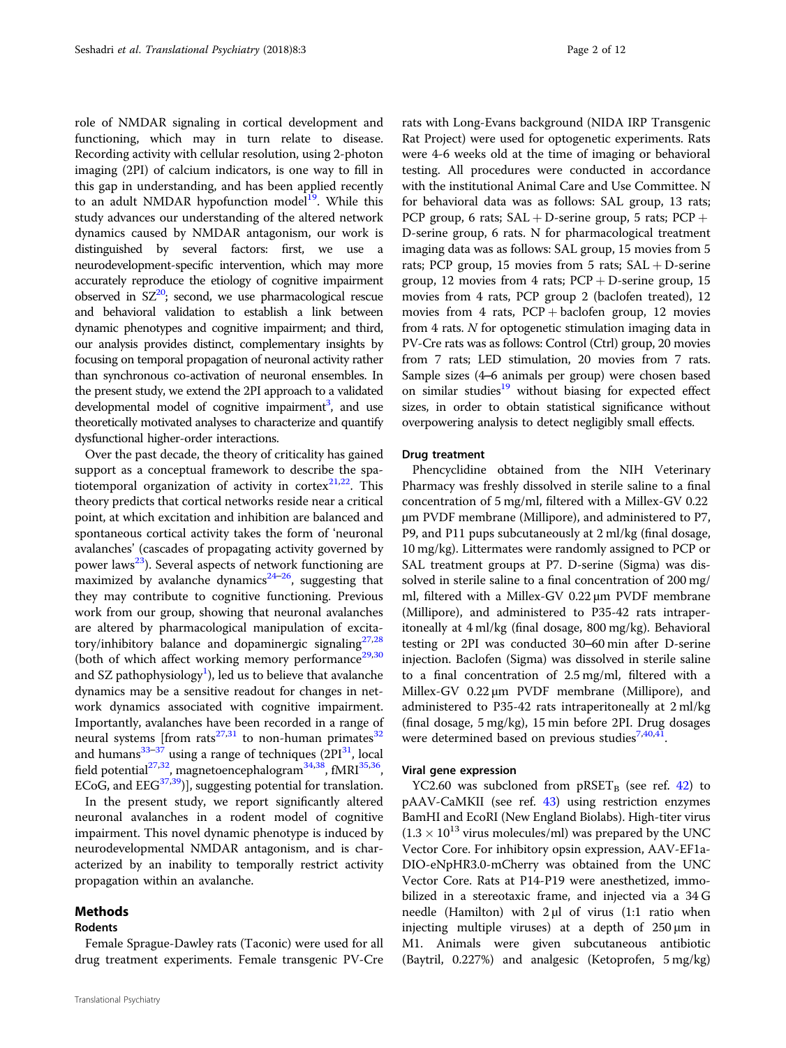role of NMDAR signaling in cortical development and functioning, which may in turn relate to disease. Recording activity with cellular resolution, using 2-photon imaging (2PI) of calcium indicators, is one way to fill in this gap in understanding, and has been applied recently to an adult NMDAR hypofunction model[19]. While this study advances our understanding of the altered network dynamics caused by NMDAR antagonism, our work is distinguished by several factors: first, we use a neurodevelopment-specific intervention, which may more accurately reproduce the etiology of cognitive impairment observed in SZ[20]; second, we use pharmacological rescue and behavioral validation to establish a link between dynamic phenotypes and cognitive impairment; and third, our analysis provides distinct, complementary insights by focusing on temporal propagation of neuronal activity rather than synchronous co-activation of neuronal ensembles. In the present study, we extend the 2PI approach to a validated developmental model of cognitive impairment[3], and use theoretically motivated analyses to characterize and quantify dysfunctional higher-order interactions.

Over the past decade, the theory of criticality has gained support as a conceptual framework to describe the spatiotemporal organization of activity in cortex[21,22]. This theory predicts that cortical networks reside near a critical point, at which excitation and inhibition are balanced and spontaneous cortical activity takes the form of 'neuronal avalanches' (cascades of propagating activity governed by power laws[23]). Several aspects of network functioning are maximized by avalanche dynamics[24–26], suggesting that they may contribute to cognitive functioning. Previous work from our group, showing that neuronal avalanches are altered by pharmacological manipulation of excitatory/inhibitory balance and dopaminergic signaling[27,28] (both of which affect working memory performance[29,30] and SZ pathophysiology[1]), led us to believe that avalanche dynamics may be a sensitive readout for changes in network dynamics associated with cognitive impairment. Importantly, avalanches have been recorded in a range of neural systems [from rats[27,31] to non-human primates[32] and humans[33–37] using a range of techniques (2PI[31], local field potential[27,32], magnetoencephalogram[34,38], fMRI[35,36], ECoG, and EEG[37,39])], suggesting potential for translation.

In the present study, we report significantly altered neuronal avalanches in a rodent model of cognitive impairment. This novel dynamic phenotype is induced by neurodevelopmental NMDAR antagonism, and is characterized by an inability to temporally restrict activity propagation within an avalanche.

## Methods

### Rodents

Female Sprague-Dawley rats (Taconic) were used for all drug treatment experiments. Female transgenic PV-Cre rats with Long-Evans background (NIDA IRP Transgenic Rat Project) were used for optogenetic experiments. Rats were 4-6 weeks old at the time of imaging or behavioral testing. All procedures were conducted in accordance with the institutional Animal Care and Use Committee. N for behavioral data was as follows: SAL group, 13 rats; PCP group, 6 rats; SAL + D-serine group, 5 rats; PCP + D-serine group, 6 rats. N for pharmacological treatment imaging data was as follows: SAL group, 15 movies from 5 rats; PCP group, 15 movies from 5 rats; SAL + D-serine group, 12 movies from 4 rats; PCP + D-serine group, 15 movies from 4 rats, PCP group 2 (baclofen treated), 12 movies from 4 rats, PCP + baclofen group, 12 movies from 4 rats. *N* for optogenetic stimulation imaging data in PV-Cre rats was as follows: Control (Ctrl) group, 20 movies from 7 rats; LED stimulation, 20 movies from 7 rats. Sample sizes (4–6 animals per group) were chosen based on similar studies[19] without biasing for expected effect sizes, in order to obtain statistical significance without overpowering analysis to detect negligibly small effects.

### Drug treatment

Phencyclidine obtained from the NIH Veterinary Pharmacy was freshly dissolved in sterile saline to a final concentration of 5 mg/ml, filtered with a Millex-GV 0.22 µm PVDF membrane (Millipore), and administered to P7, P9, and P11 pups subcutaneously at 2 ml/kg (final dosage, 10 mg/kg). Littermates were randomly assigned to PCP or SAL treatment groups at P7. D-serine (Sigma) was dissolved in sterile saline to a final concentration of 200 mg/ml, filtered with a Millex-GV 0.22 µm PVDF membrane (Millipore), and administered to P35-42 rats intraperitoneally at 4 ml/kg (final dosage, 800 mg/kg). Behavioral testing or 2PI was conducted 30–60 min after D-serine injection. Baclofen (Sigma) was dissolved in sterile saline to a final concentration of 2.5 mg/ml, filtered with a Millex-GV 0.22 µm PVDF membrane (Millipore), and administered to P35-42 rats intraperitoneally at 2 ml/kg (final dosage, 5 mg/kg), 15 min before 2PI. Drug dosages were determined based on previous studies[7,40,41].

### Viral gene expression

YC2.60 was subcloned from $pRSET_B$ (see ref. 42) to pAAV-CaMKII (see ref. 43) using restriction enzymes BamHI and EcoRI (New England Biolabs). High-titer virus ($1.3 \times 10^{13}$ virus molecules/ml) was prepared by the UNC Vector Core. For inhibitory opsin expression, AAV-EF1a-DIO-eNpHR3.0-mCherry was obtained from the UNC Vector Core. Rats at P14-P19 were anesthetized, immobilized in a stereotaxic frame, and injected via a 34 G needle (Hamilton) with 2 µl of virus (1:1 ratio when injecting multiple viruses) at a depth of 250 µm in M1. Animals were given subcutaneous antibiotic (Baytril, 0.227%) and analgesic (Ketoprofen, 5 mg/kg)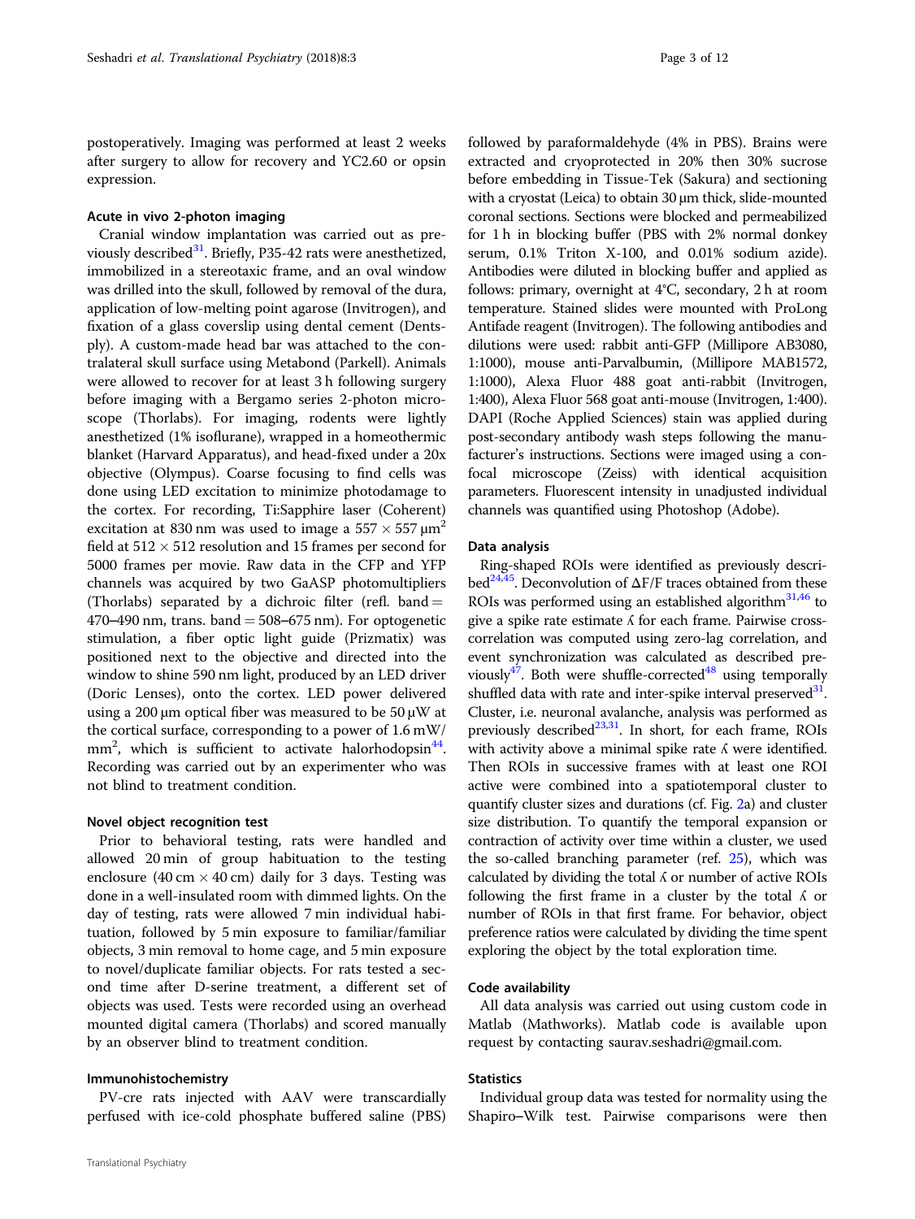postoperatively. Imaging was performed at least 2 weeks after surgery to allow for recovery and YC2.60 or opsin expression.

### Acute in vivo 2-photon imaging

Cranial window implantation was carried out as previously described[31]. Briefly, P35-42 rats were anesthetized, immobilized in a stereotaxic frame, and an oval window was drilled into the skull, followed by removal of the dura, application of low-melting point agarose (Invitrogen), and fixation of a glass coverslip using dental cement (Dentsply). A custom-made head bar was attached to the contralateral skull surface using Metabond (Parkell). Animals were allowed to recover for at least 3 h following surgery before imaging with a Bergamo series 2-photon microscope (Thorlabs). For imaging, rodents were lightly anesthetized (1% isoflurane), wrapped in a homeothermic blanket (Harvard Apparatus), and head-fixed under a 20x objective (Olympus). Coarse focusing to find cells was done using LED excitation to minimize photodamage to the cortex. For recording, Ti:Sapphire laser (Coherent) excitation at 830 nm was used to image a $557 \times 557\ \mu m^2$ field at $512 \times 512$ resolution and 15 frames per second for 5000 frames per movie. Raw data in the CFP and YFP channels was acquired by two GaASP photomultipliers (Thorlabs) separated by a dichroic filter (refl. band = 470–490 nm, trans. band = 508–675 nm). For optogenetic stimulation, a fiber optic light guide (Prizmatix) was positioned next to the objective and directed into the window to shine 590 nm light, produced by an LED driver (Doric Lenses), onto the cortex. LED power delivered using a 200 µm optical fiber was measured to be 50 µW at the cortical surface, corresponding to a power of $1.6\ mW/mm^2$, which is sufficient to activate halorhodopsin[44]. Recording was carried out by an experimenter who was not blind to treatment condition.

### Novel object recognition test

Prior to behavioral testing, rats were handled and allowed 20 min of group habituation to the testing enclosure (40 cm × 40 cm) daily for 3 days. Testing was done in a well-insulated room with dimmed lights. On the day of testing, rats were allowed 7 min individual habituation, followed by 5 min exposure to familiar/familiar objects, 3 min removal to home cage, and 5 min exposure to novel/duplicate familiar objects. For rats tested a second time after D-serine treatment, a different set of objects was used. Tests were recorded using an overhead mounted digital camera (Thorlabs) and scored manually by an observer blind to treatment condition.

### Immunohistochemistry

PV-cre rats injected with AAV were transcardially perfused with ice-cold phosphate buffered saline (PBS) followed by paraformaldehyde (4% in PBS). Brains were extracted and cryoprotected in 20% then 30% sucrose before embedding in Tissue-Tek (Sakura) and sectioning with a cryostat (Leica) to obtain 30 µm thick, slide-mounted coronal sections. Sections were blocked and permeabilized for 1 h in blocking buffer (PBS with 2% normal donkey serum, 0.1% Triton X-100, and 0.01% sodium azide). Antibodies were diluted in blocking buffer and applied as follows: primary, overnight at 4°C, secondary, 2 h at room temperature. Stained slides were mounted with ProLong Antifade reagent (Invitrogen). The following antibodies and dilutions were used: rabbit anti-GFP (Millipore AB3080, 1:1000), mouse anti-Parvalbumin, (Millipore MAB1572, 1:1000), Alexa Fluor 488 goat anti-rabbit (Invitrogen, 1:400), Alexa Fluor 568 goat anti-mouse (Invitrogen, 1:400). DAPI (Roche Applied Sciences) stain was applied during post-secondary antibody wash steps following the manufacturer's instructions. Sections were imaged using a confocal microscope (Zeiss) with identical acquisition parameters. Fluorescent intensity in unadjusted individual channels was quantified using Photoshop (Adobe).

### Data analysis

Ring-shaped ROIs were identified as previously described[24,45]. Deconvolution of ΔF/F traces obtained from these ROIs was performed using an established algorithm[31,46] to give a spike rate estimate ϛ for each frame. Pairwise cross-correlation was computed using zero-lag correlation, and event synchronization was calculated as described previously[47]. Both were shuffle-corrected[48] using temporally shuffled data with rate and inter-spike interval preserved[31]. Cluster, i.e. neuronal avalanche, analysis was performed as previously described[23,31]. In short, for each frame, ROIs with activity above a minimal spike rate ϛ were identified. Then ROIs in successive frames with at least one ROI active were combined into a spatiotemporal cluster to quantify cluster sizes and durations (cf. Fig. 2a) and cluster size distribution. To quantify the temporal expansion or contraction of activity over time within a cluster, we used the so-called branching parameter (ref. 25), which was calculated by dividing the total ϛ or number of active ROIs following the first frame in a cluster by the total ϛ or number of ROIs in that first frame. For behavior, object preference ratios were calculated by dividing the time spent exploring the object by the total exploration time.

### Code availability

All data analysis was carried out using custom code in Matlab (Mathworks). Matlab code is available upon request by contacting saurav.seshadri@gmail.com.

### Statistics

Individual group data was tested for normality using the Shapiro–Wilk test. Pairwise comparisons were then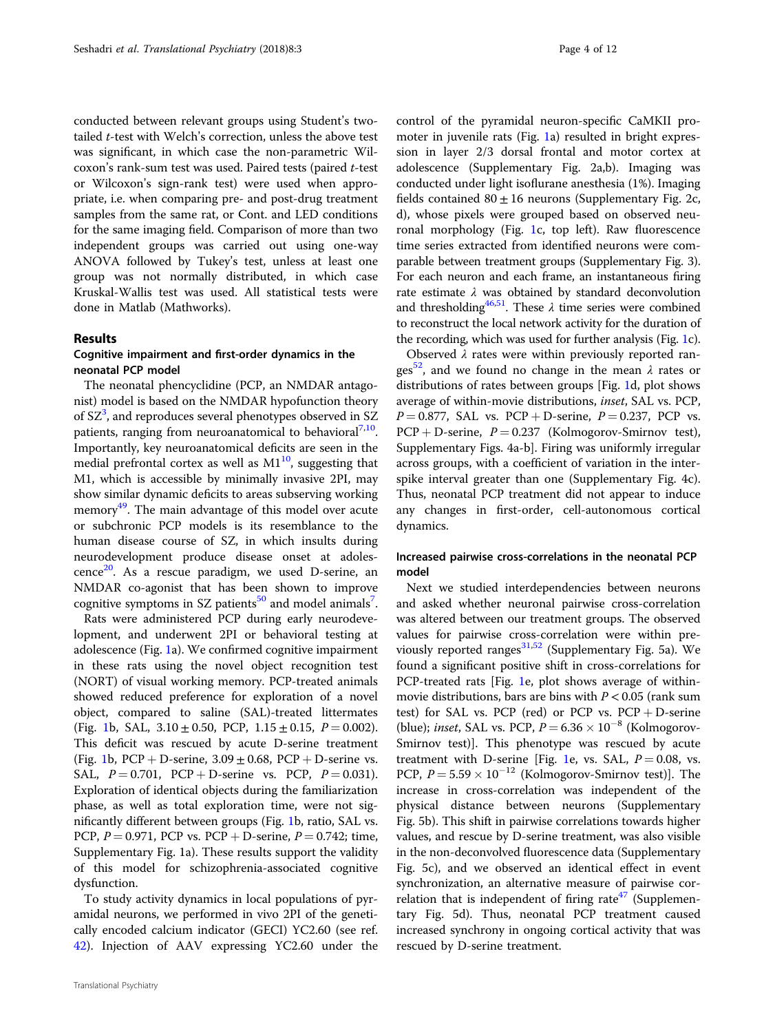conducted between relevant groups using Student's two-tailed *t*-test with Welch's correction, unless the above test was significant, in which case the non-parametric Wilcoxon's rank-sum test was used. Paired tests (paired *t*-test or Wilcoxon's sign-rank test) were used when appropriate, i.e. when comparing pre- and post-drug treatment samples from the same rat, or Cont. and LED conditions for the same imaging field. Comparison of more than two independent groups was carried out using one-way ANOVA followed by Tukey's test, unless at least one group was not normally distributed, in which case Kruskal-Wallis test was used. All statistical tests were done in Matlab (Mathworks).

## Results

### Cognitive impairment and first-order dynamics in the neonatal PCP model

The neonatal phencyclidine (PCP, an NMDAR antagonist) model is based on the NMDAR hypofunction theory of SZ[3], and reproduces several phenotypes observed in SZ patients, ranging from neuroanatomical to behavioral[7,10]. Importantly, key neuroanatomical deficits are seen in the medial prefrontal cortex as well as M1[10], suggesting that M1, which is accessible by minimally invasive 2PI, may show similar dynamic deficits to areas subserving working memory[49]. The main advantage of this model over acute or subchronic PCP models is its resemblance to the human disease course of SZ, in which insults during neurodevelopment produce disease onset at adolescence[20]. As a rescue paradigm, we used D-serine, an NMDAR co-agonist that has been shown to improve cognitive symptoms in SZ patients[50] and model animals[7].

Rats were administered PCP during early neurodevelopment, and underwent 2PI or behavioral testing at adolescence (Fig. 1a). We confirmed cognitive impairment in these rats using the novel object recognition test (NORT) of visual working memory. PCP-treated animals showed reduced preference for exploration of a novel object, compared to saline (SAL)-treated littermates (Fig. 1b, SAL, $3.10 \pm 0.50$, PCP, $1.15 \pm 0.15$, $P = 0.002$). This deficit was rescued by acute D-serine treatment (Fig. 1b, PCP + D-serine, $3.09 \pm 0.68$, PCP + D-serine vs. SAL, $P = 0.701$, PCP + D-serine vs. PCP, $P = 0.031$). Exploration of identical objects during the familiarization phase, as well as total exploration time, were not significantly different between groups (Fig. 1b, ratio, SAL vs. PCP, $P = 0.971$, PCP vs. PCP + D-serine, $P = 0.742$; time, Supplementary Fig. 1a). These results support the validity of this model for schizophrenia-associated cognitive dysfunction.

To study activity dynamics in local populations of pyramidal neurons, we performed in vivo 2PI of the genetically encoded calcium indicator (GECI) YC2.60 (see ref. 42). Injection of AAV expressing YC2.60 under the control of the pyramidal neuron-specific CaMKII promoter in juvenile rats (Fig. 1a) resulted in bright expression in layer 2/3 dorsal frontal and motor cortex at adolescence (Supplementary Fig. 2a,b). Imaging was conducted under light isoflurane anesthesia (1%). Imaging fields contained $80 \pm 16$ neurons (Supplementary Fig. 2c, d), whose pixels were grouped based on observed neuronal morphology (Fig. 1c, top left). Raw fluorescence time series extracted from identified neurons were comparable between treatment groups (Supplementary Fig. 3). For each neuron and each frame, an instantaneous firing rate estimate $\lambda$ was obtained by standard deconvolution and thresholding[46,51]. These $\lambda$ time series were combined to reconstruct the local network activity for the duration of the recording, which was used for further analysis (Fig. 1c).

Observed $\lambda$ rates were within previously reported ranges[52], and we found no change in the mean $\lambda$ rates or distributions of rates between groups [Fig. 1d, plot shows average of within-movie distributions, *inset*, SAL vs. PCP, $P = 0.877$, SAL vs. PCP + D-serine, $P = 0.237$, PCP vs. PCP + D-serine, $P = 0.237$ (Kolmogorov-Smirnov test), Supplementary Figs. 4a-b]. Firing was uniformly irregular across groups, with a coefficient of variation in the inter-spike interval greater than one (Supplementary Fig. 4c). Thus, neonatal PCP treatment did not appear to induce any changes in first-order, cell-autonomous cortical dynamics.

### Increased pairwise cross-correlations in the neonatal PCP model

Next we studied interdependencies between neurons and asked whether neuronal pairwise cross-correlation was altered between our treatment groups. The observed values for pairwise cross-correlation were within previously reported ranges[31,52] (Supplementary Fig. 5a). We found a significant positive shift in cross-correlations for PCP-treated rats [Fig. 1e, plot shows average of within-movie distributions, bars are bins with $P < 0.05$ (rank sum test) for SAL vs. PCP (red) or PCP vs. PCP + D-serine (blue); *inset*, SAL vs. PCP, $P = 6.36 \times 10^{-8}$ (Kolmogorov-Smirnov test)]. This phenotype was rescued by acute treatment with D-serine [Fig. 1e, vs. SAL, $P = 0.08$, vs. PCP, $P = 5.59 \times 10^{-12}$ (Kolmogorov-Smirnov test)]. The increase in cross-correlation was independent of the physical distance between neurons (Supplementary Fig. 5b). This shift in pairwise correlations towards higher values, and rescue by D-serine treatment, was also visible in the non-deconvolved fluorescence data (Supplementary Fig. 5c), and we observed an identical effect in event synchronization, an alternative measure of pairwise correlation that is independent of firing rate[47] (Supplementary Fig. 5d). Thus, neonatal PCP treatment caused increased synchrony in ongoing cortical activity that was rescued by D-serine treatment.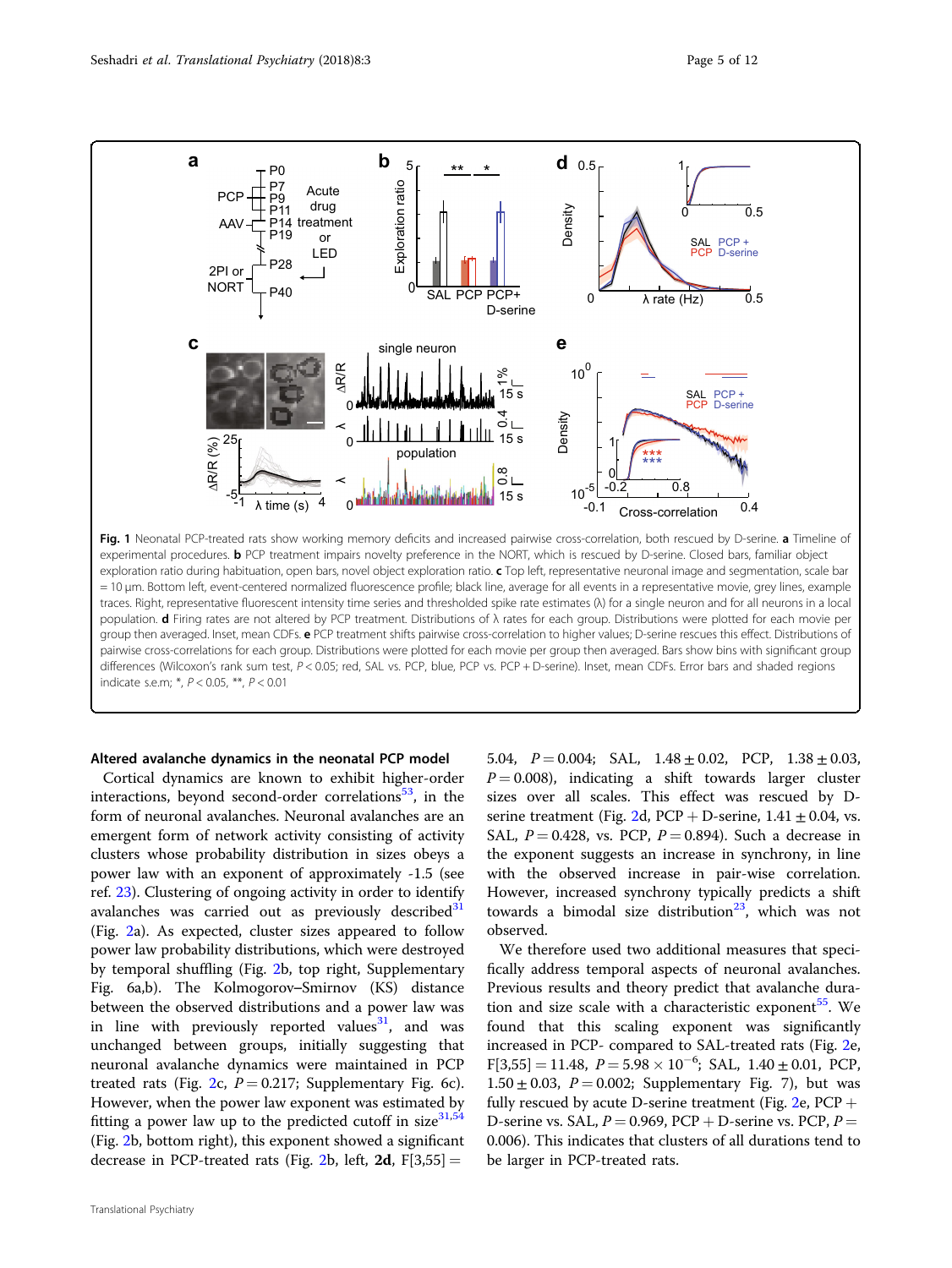a

PCP P0 P7 P9 P11 P14 P19 AAV Acute drug treatment or LED P28 2PI or NORT P40

b

Exploration ratio 5 0 ** * SAL PCP PCP+ D-serine

d

0.5 Density 0 λ rate (Hz) 0.5 1 0 0.5 SAL PCP PCP + D-serine

c

single neuron ΔR/R 0 1% 15 s λ 0 0.4 15 s population λ 0 0.8 15 s ΔR/R (%) 25 -5 -1 λ time (s) 4

e

$10^0$ Density $10^{-5}$ -0.1 Cross-correlation 0.4 SAL PCP PCP + D-serine 1 0 -0.2 0.8 *** ***

**Fig. 1** Neonatal PCP-treated rats show working memory deficits and increased pairwise cross-correlation, both rescued by D-serine. **a** Timeline of experimental procedures. **b** PCP treatment impairs novelty preference in the NORT, which is rescued by D-serine. Closed bars, familiar object exploration ratio during habituation, open bars, novel object exploration ratio. **c** Top left, representative neuronal image and segmentation, scale bar = 10 µm. Bottom left, event-centered normalized fluorescence profile; black line, average for all events in a representative movie, grey lines, example traces. Right, representative fluorescent intensity time series and thresholded spike rate estimates (λ) for a single neuron and for all neurons in a local population. **d** Firing rates are not altered by PCP treatment. Distributions of λ rates for each group. Distributions were plotted for each movie per group then averaged. Inset, mean CDFs. **e** PCP treatment shifts pairwise cross-correlation to higher values; D-serine rescues this effect. Distributions of pairwise cross-correlations for each group. Distributions were plotted for each movie per group then averaged. Bars show bins with significant group differences (Wilcoxon's rank sum test, $P < 0.05$; red, SAL vs. PCP, blue, PCP vs. PCP + D-serine). Inset, mean CDFs. Error bars and shaded regions indicate s.e.m; *, $P < 0.05$, **, $P < 0.01$

### Altered avalanche dynamics in the neonatal PCP model

Cortical dynamics are known to exhibit higher-order interactions, beyond second-order correlations[53], in the form of neuronal avalanches. Neuronal avalanches are an emergent form of network activity consisting of activity clusters whose probability distribution in sizes obeys a power law with an exponent of approximately -1.5 (see ref. 23). Clustering of ongoing activity in order to identify avalanches was carried out as previously described[31] (Fig. 2a). As expected, cluster sizes appeared to follow power law probability distributions, which were destroyed by temporal shuffling (Fig. 2b, top right, Supplementary Fig. 6a,b). The Kolmogorov–Smirnov (KS) distance between the observed distributions and a power law was in line with previously reported values[31], and was unchanged between groups, initially suggesting that neuronal avalanche dynamics were maintained in PCP treated rats (Fig. 2c, $P = 0.217$; Supplementary Fig. 6c). However, when the power law exponent was estimated by fitting a power law up to the predicted cutoff in size[31,54] (Fig. 2b, bottom right), this exponent showed a significant decrease in PCP-treated rats (Fig. 2b, left, **2d**, $F[3,55] = 5.04$, $P = 0.004$; SAL, $1.48 \pm 0.02$, PCP, $1.38 \pm 0.03$, $P = 0.008$), indicating a shift towards larger cluster sizes over all scales. This effect was rescued by D-serine treatment (Fig. 2d, PCP + D-serine, $1.41 \pm 0.04$, vs. SAL, $P = 0.428$, vs. PCP, $P = 0.894$). Such a decrease in the exponent suggests an increase in synchrony, in line with the observed increase in pair-wise correlation. However, increased synchrony typically predicts a shift towards a bimodal size distribution[23], which was not observed.

We therefore used two additional measures that specifically address temporal aspects of neuronal avalanches. Previous results and theory predict that avalanche duration and size scale with a characteristic exponent[55]. We found that this scaling exponent was significantly increased in PCP- compared to SAL-treated rats (Fig. 2e, $F[3,55] = 11.48$, $P = 5.98 \times 10^{-6}$; SAL, $1.40 \pm 0.01$, PCP, $1.50 \pm 0.03$, $P = 0.002$; Supplementary Fig. 7), but was fully rescued by acute D-serine treatment (Fig. 2e, PCP + D-serine vs. SAL, $P = 0.969$, PCP + D-serine vs. PCP, $P = 0.006$). This indicates that clusters of all durations tend to be larger in PCP-treated rats.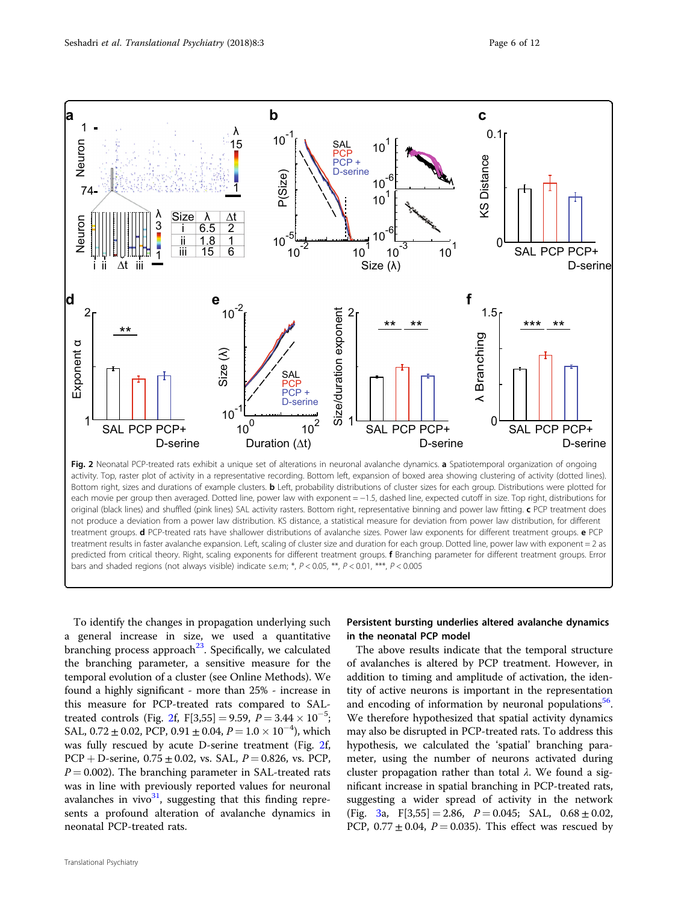**Fig. 2** Neonatal PCP-treated rats exhibit a unique set of alterations in neuronal avalanche dynamics. **a** Spatiotemporal organization of ongoing activity. Top, raster plot of activity in a representative recording. Bottom left, expansion of boxed area showing clustering of activity (dotted lines). Bottom right, sizes and durations of example clusters. **b** Left, probability distributions of cluster sizes for each group. Distributions were plotted for each movie per group then averaged. Dotted line, power law with exponent = −1.5, dashed line, expected cutoff in size. Top right, distributions for original (black lines) and shuffled (pink lines) SAL activity rasters. Bottom right, representative binning and power law fitting. **c** PCP treatment does not produce a deviation from a power law distribution. KS distance, a statistical measure for deviation from power law distribution, for different treatment groups. **d** PCP-treated rats have shallower distributions of avalanche sizes. Power law exponents for different treatment groups. **e** PCP treatment results in faster avalanche expansion. Left, scaling of cluster size and duration for each group. Dotted line, power law with exponent = 2 as predicted from critical theory. Right, scaling exponents for different treatment groups. **f** Branching parameter for different treatment groups. Error bars and shaded regions (not always visible) indicate s.e.m; *, $P < 0.05$, **, $P < 0.01$, ***, $P < 0.005$

To identify the changes in propagation underlying such a general increase in size, we used a quantitative branching process approach[23]. Specifically, we calculated the branching parameter, a sensitive measure for the temporal evolution of a cluster (see Online Methods). We found a highly significant - more than 25% - increase in this measure for PCP-treated rats compared to SAL-treated controls (Fig. 2f, $F[3,55] = 9.59$, $P = 3.44 \times 10^{-5}$; SAL, $0.72 \pm 0.02$, PCP, $0.91 \pm 0.04$, $P = 1.0 \times 10^{-4}$), which was fully rescued by acute D-serine treatment (Fig. 2f, PCP + D-serine, $0.75 \pm 0.02$, vs. SAL, $P = 0.826$, vs. PCP, $P = 0.002$). The branching parameter in SAL-treated rats was in line with previously reported values for neuronal avalanches in vivo[31], suggesting that this finding represents a profound alteration of avalanche dynamics in neonatal PCP-treated rats.

## Persistent bursting underlies altered avalanche dynamics in the neonatal PCP model

The above results indicate that the temporal structure of avalanches is altered by PCP treatment. However, in addition to timing and amplitude of activation, the identity of active neurons is important in the representation and encoding of information by neuronal populations[56]. We therefore hypothesized that spatial activity dynamics may also be disrupted in PCP-treated rats. To address this hypothesis, we calculated the 'spatial' branching parameter, using the number of neurons activated during cluster propagation rather than total $\lambda$. We found a significant increase in spatial branching in PCP-treated rats, suggesting a wider spread of activity in the network (Fig. 3a, $F[3,55] = 2.86$, $P = 0.045$; SAL, $0.68 \pm 0.02$, PCP, $0.77 \pm 0.04$, $P = 0.035$). This effect was rescued by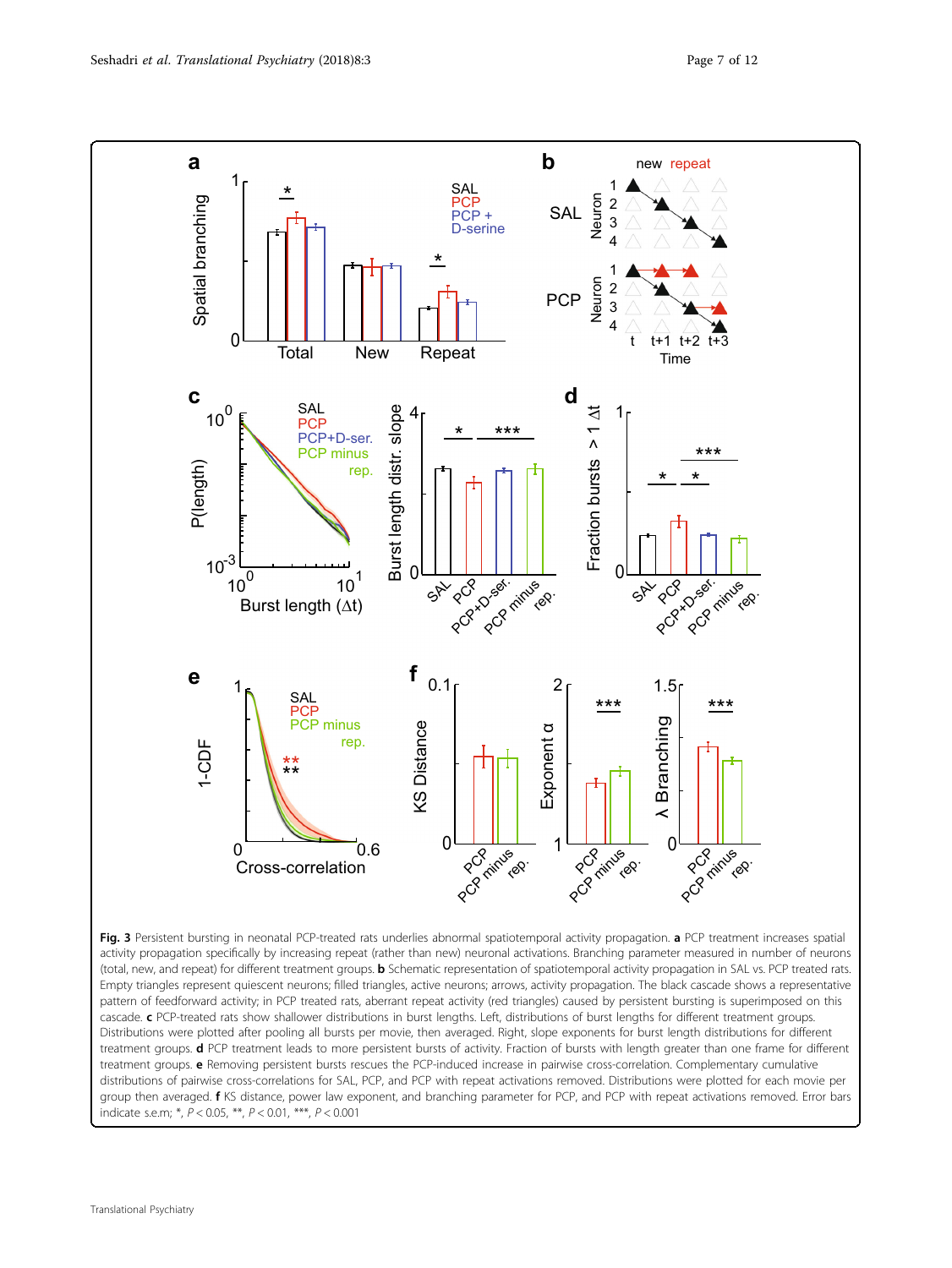a

Spatial branching

1

0

*

*

Total

New

Repeat

SAL

PCP

PCP + D-serine

b

new repeat

SAL

Neuron

1

2

3

4

PCP

Neuron

1

2

3

4

t t+1 t+2 t+3

Time

c

$10^0$

$10^{-3}$

P(length)

$10^0$

$10^1$

Burst length (Δt)

SAL

PCP

PCP+D-ser.

PCP minus rep.

Burst length distr. slope

4

0

*

***

SAL

PCP

PCP+D-ser.

PCP minus rep.

d

Fraction bursts > 1 Δt

1

0

*

*

***

SAL

PCP

PCP+D-ser.

PCP minus rep.

e

1

1-CDF

0

0.6

Cross-correlation

SAL

PCP

PCP minus rep.

**

**

f

KS Distance

0.1

0

PCP

PCP minus rep.

Exponent α

2

1

***

PCP

PCP minus rep.

λ Branching

1.5

0

***

PCP

PCP minus rep.

**Fig. 3** Persistent bursting in neonatal PCP-treated rats underlies abnormal spatiotemporal activity propagation. **a** PCP treatment increases spatial activity propagation specifically by increasing repeat (rather than new) neuronal activations. Branching parameter measured in number of neurons (total, new, and repeat) for different treatment groups. **b** Schematic representation of spatiotemporal activity propagation in SAL vs. PCP treated rats. Empty triangles represent quiescent neurons; filled triangles, active neurons; arrows, activity propagation. The black cascade shows a representative pattern of feedforward activity; in PCP treated rats, aberrant repeat activity (red triangles) caused by persistent bursting is superimposed on this cascade. **c** PCP-treated rats show shallower distributions in burst lengths. Left, distributions of burst lengths for different treatment groups. Distributions were plotted after pooling all bursts per movie, then averaged. Right, slope exponents for burst length distributions for different treatment groups. **d** PCP treatment leads to more persistent bursts of activity. Fraction of bursts with length greater than one frame for different treatment groups. **e** Removing persistent bursts rescues the PCP-induced increase in pairwise cross-correlation. Complementary cumulative distributions of pairwise cross-correlations for SAL, PCP, and PCP with repeat activations removed. Distributions were plotted for each movie per group then averaged. **f** KS distance, power law exponent, and branching parameter for PCP, and PCP with repeat activations removed. Error bars indicate s.e.m; *, $P < 0.05$, **, $P < 0.01$, ***, $P < 0.001$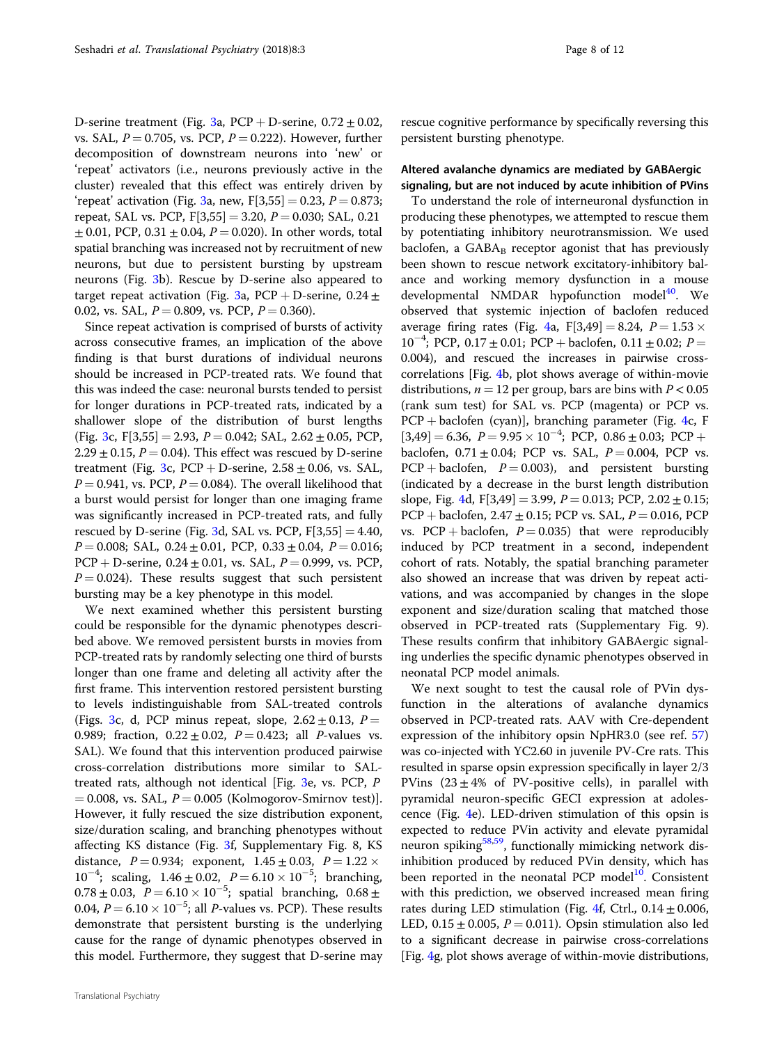D-serine treatment (Fig. 3a, PCP + D-serine, 0.72 ± 0.02, vs. SAL, $P = 0.705$, vs. PCP, $P = 0.222$). However, further decomposition of downstream neurons into 'new' or 'repeat' activators (i.e., neurons previously active in the cluster) revealed that this effect was entirely driven by 'repeat' activation (Fig. 3a, new, $F[3,55] = 0.23$, $P = 0.873$; repeat, SAL vs. PCP, $F[3,55] = 3.20$, $P = 0.030$; SAL, 0.21 ± 0.01, PCP, 0.31 ± 0.04, $P = 0.020$). In other words, total spatial branching was increased not by recruitment of new neurons, but due to persistent bursting by upstream neurons (Fig. 3b). Rescue by D-serine also appeared to target repeat activation (Fig. 3a, PCP + D-serine, 0.24 ± 0.02, vs. SAL, $P = 0.809$, vs. PCP, $P = 0.360$).

Since repeat activation is comprised of bursts of activity across consecutive frames, an implication of the above finding is that burst durations of individual neurons should be increased in PCP-treated rats. We found that this was indeed the case: neuronal bursts tended to persist for longer durations in PCP-treated rats, indicated by a shallower slope of the distribution of burst lengths (Fig. 3c, $F[3,55] = 2.93$, $P = 0.042$; SAL, 2.62 ± 0.05, PCP, 2.29 ± 0.15, $P = 0.04$). This effect was rescued by D-serine treatment (Fig. 3c, PCP + D-serine, 2.58 ± 0.06, vs. SAL, $P = 0.941$, vs. PCP, $P = 0.084$). The overall likelihood that a burst would persist for longer than one imaging frame was significantly increased in PCP-treated rats, and fully rescued by D-serine (Fig. 3d, SAL vs. PCP, $F[3,55] = 4.40$, $P = 0.008$; SAL, 0.24 ± 0.01, PCP, 0.33 ± 0.04, $P = 0.016$; PCP + D-serine, 0.24 ± 0.01, vs. SAL, $P = 0.999$, vs. PCP, $P = 0.024$). These results suggest that such persistent bursting may be a key phenotype in this model.

We next examined whether this persistent bursting could be responsible for the dynamic phenotypes described above. We removed persistent bursts in movies from PCP-treated rats by randomly selecting one third of bursts longer than one frame and deleting all activity after the first frame. This intervention restored persistent bursting to levels indistinguishable from SAL-treated controls (Figs. 3c, d, PCP minus repeat, slope, 2.62 ± 0.13, $P = 0.989$; fraction, 0.22 ± 0.02, $P = 0.423$; all $P$-values vs. SAL). We found that this intervention produced pairwise cross-correlation distributions more similar to SAL-treated rats, although not identical [Fig. 3e, vs. PCP, $P = 0.008$, vs. SAL, $P = 0.005$ (Kolmogorov-Smirnov test)]. However, it fully rescued the size distribution exponent, size/duration scaling, and branching phenotypes without affecting KS distance (Fig. 3f, Supplementary Fig. 8, KS distance, $P = 0.934$; exponent, 1.45 ± 0.03, $P = 1.22 \times 10^{-4}$; scaling, 1.46 ± 0.02, $P = 6.10 \times 10^{-5}$; branching, 0.78 ± 0.03, $P = 6.10 \times 10^{-5}$; spatial branching, 0.68 ± 0.04, $P = 6.10 \times 10^{-5}$; all $P$-values vs. PCP). These results demonstrate that persistent bursting is the underlying cause for the range of dynamic phenotypes observed in this model. Furthermore, they suggest that D-serine may rescue cognitive performance by specifically reversing this persistent bursting phenotype.

### Altered avalanche dynamics are mediated by GABAergic signaling, but are not induced by acute inhibition of PVins

To understand the role of interneuronal dysfunction in producing these phenotypes, we attempted to rescue them by potentiating inhibitory neurotransmission. We used baclofen, a $GABA_B$ receptor agonist that has previously been shown to rescue network excitatory-inhibitory balance and working memory dysfunction in a mouse developmental NMDAR hypofunction model[40]. We observed that systemic injection of baclofen reduced average firing rates (Fig. 4a, $F[3,49] = 8.24$, $P = 1.53 \times 10^{-4}$; PCP, 0.17 ± 0.01; PCP + baclofen, 0.11 ± 0.02; $P = 0.004$), and rescued the increases in pairwise cross-correlations [Fig. 4b, plot shows average of within-movie distributions, $n = 12$ per group, bars are bins with $P < 0.05$ (rank sum test) for SAL vs. PCP (magenta) or PCP vs. PCP + baclofen (cyan)], branching parameter (Fig. 4c, $F[3,49] = 6.36$, $P = 9.95 \times 10^{-4}$; PCP, 0.86 ± 0.03; PCP + baclofen, 0.71 ± 0.04; PCP vs. SAL, $P = 0.004$, PCP vs. PCP + baclofen, $P = 0.003$), and persistent bursting (indicated by a decrease in the burst length distribution slope, Fig. 4d, $F[3,49] = 3.99$, $P = 0.013$; PCP, 2.02 ± 0.15; PCP + baclofen, 2.47 ± 0.15; PCP vs. SAL, $P = 0.016$, PCP vs. PCP + baclofen, $P = 0.035$) that were reproducibly induced by PCP treatment in a second, independent cohort of rats. Notably, the spatial branching parameter also showed an increase that was driven by repeat activations, and was accompanied by changes in the slope exponent and size/duration scaling that matched those observed in PCP-treated rats (Supplementary Fig. 9). These results confirm that inhibitory GABAergic signaling underlies the specific dynamic phenotypes observed in neonatal PCP model animals.

We next sought to test the causal role of PVin dysfunction in the alterations of avalanche dynamics observed in PCP-treated rats. AAV with Cre-dependent expression of the inhibitory opsin NpHR3.0 (see ref. 57) was co-injected with YC2.60 in juvenile PV-Cre rats. This resulted in sparse opsin expression specifically in layer 2/3 PVins (23 ± 4% of PV-positive cells), in parallel with pyramidal neuron-specific GECI expression at adolescence (Fig. 4e). LED-driven stimulation of this opsin is expected to reduce PVin activity and elevate pyramidal neuron spiking[58,59], functionally mimicking network disinhibition produced by reduced PVin density, which has been reported in the neonatal PCP model[10]. Consistent with this prediction, we observed increased mean firing rates during LED stimulation (Fig. 4f, Ctrl., 0.14 ± 0.006, LED, 0.15 ± 0.005, $P = 0.011$). Opsin stimulation also led to a significant decrease in pairwise cross-correlations [Fig. 4g, plot shows average of within-movie distributions,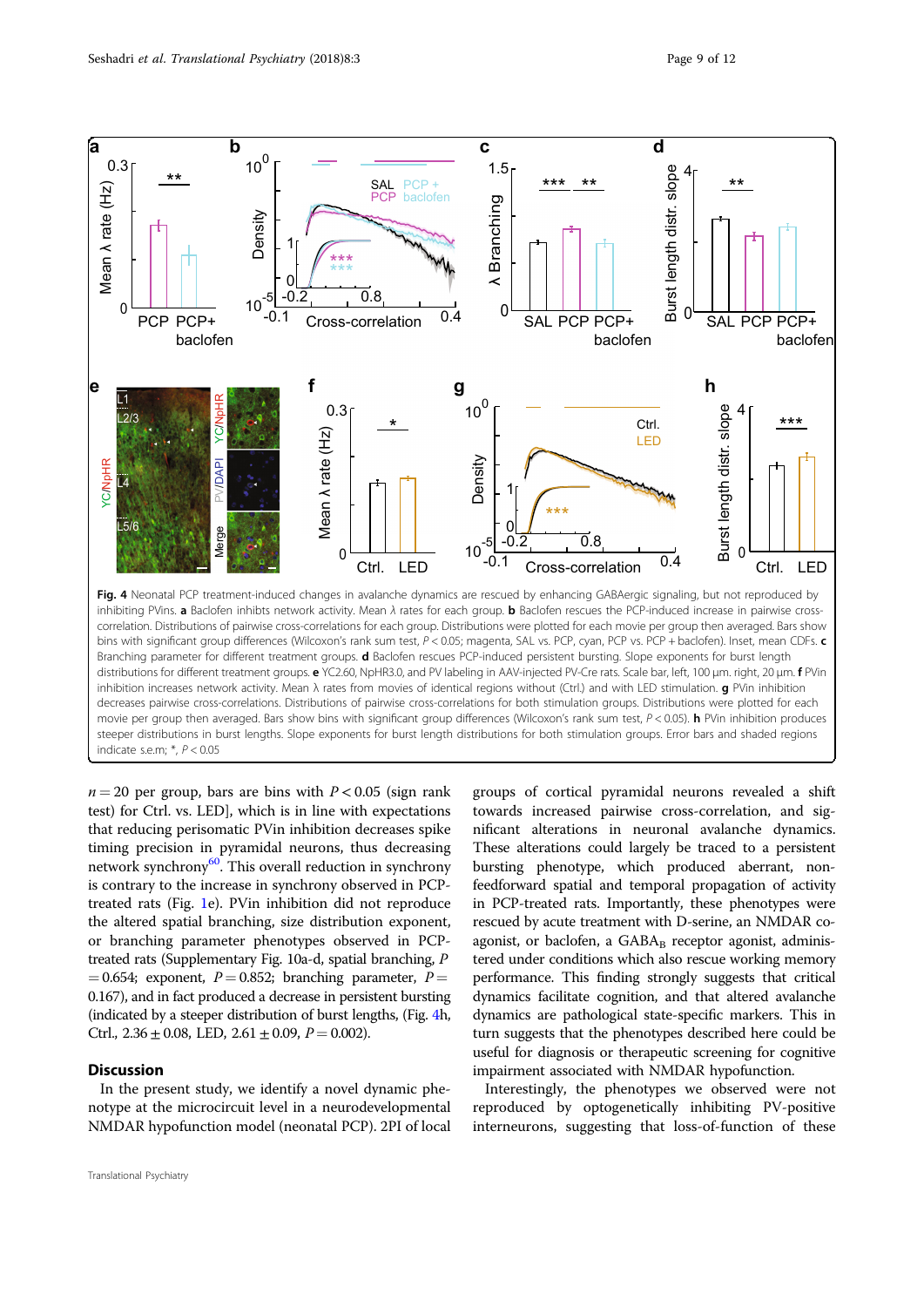a
0.3
Mean λ rate (Hz)
0
**
PCP PCP+ baclofen

b
$10^0$
Density
$10^{-5}$
-0.1
Cross-correlation
0.4
SAL PCP + PCP baclofen
1
0
-0.2
0.8
***
***

c
1.5
λ Branching
0
*** **
SAL PCP PCP+ baclofen

d
4
Burst length distr. slope
0
**
SAL PCP PCP+ baclofen

e
YC/NpHR
L1
L2/3
L4
L5/6
YC/NpHR
PV/DAPI
Merge

f
0.3
Mean λ rate (Hz)
0
*
Ctrl. LED

g
$10^0$
Density
$10^{-5}$
-0.1
Cross-correlation
0.4
Ctrl.
LED
1
0
-0.2
0.8
***

h
4
Burst length distr. slope
0
***
Ctrl. LED

**Fig. 4** Neonatal PCP treatment-induced changes in avalanche dynamics are rescued by enhancing GABAergic signaling, but not reproduced by inhibiting PVins. **a** Baclofen inhibts network activity. Mean λ rates for each group. **b** Baclofen rescues the PCP-induced increase in pairwise cross-correlation. Distributions of pairwise cross-correlations for each group. Distributions were plotted for each movie per group then averaged. Bars show bins with significant group differences (Wilcoxon's rank sum test, $P < 0.05$; magenta, SAL vs. PCP, cyan, PCP vs. PCP + baclofen). Inset, mean CDFs. **c** Branching parameter for different treatment groups. **d** Baclofen rescues PCP-induced persistent bursting. Slope exponents for burst length distributions for different treatment groups. **e** YC2.60, NpHR3.0, and PV labeling in AAV-injected PV-Cre rats. Scale bar, left, 100 μm. right, 20 μm. **f** PVin inhibition increases network activity. Mean λ rates from movies of identical regions without (Ctrl.) and with LED stimulation. **g** PVin inhibition decreases pairwise cross-correlations. Distributions of pairwise cross-correlations for both stimulation groups. Distributions were plotted for each movie per group then averaged. Bars show bins with significant group differences (Wilcoxon's rank sum test, $P < 0.05$). **h** PVin inhibition produces steeper distributions in burst lengths. Slope exponents for burst length distributions for both stimulation groups. Error bars and shaded regions indicate s.e.m; *, $P < 0.05$

$n = 20$ per group, bars are bins with $P < 0.05$ (sign rank test) for Ctrl. vs. LED], which is in line with expectations that reducing perisomatic PVin inhibition decreases spike timing precision in pyramidal neurons, thus decreasing network synchrony[60]. This overall reduction in synchrony is contrary to the increase in synchrony observed in PCP-treated rats (Fig. 1e). PVin inhibition did not reproduce the altered spatial branching, size distribution exponent, or branching parameter phenotypes observed in PCP-treated rats (Supplementary Fig. 10a-d, spatial branching, $P = 0.654$; exponent, $P = 0.852$; branching parameter, $P = 0.167$), and in fact produced a decrease in persistent bursting (indicated by a steeper distribution of burst lengths, (Fig. 4h, Ctrl., 2.36 ± 0.08, LED, 2.61 ± 0.09, $P = 0.002$).

## Discussion

In the present study, we identify a novel dynamic phenotype at the microcircuit level in a neurodevelopmental NMDAR hypofunction model (neonatal PCP). 2PI of local groups of cortical pyramidal neurons revealed a shift towards increased pairwise cross-correlation, and significant alterations in neuronal avalanche dynamics. These alterations could largely be traced to a persistent bursting phenotype, which produced aberrant, non-feedforward spatial and temporal propagation of activity in PCP-treated rats. Importantly, these phenotypes were rescued by acute treatment with D-serine, an NMDAR co-agonist, or baclofen, a $GABA_B$ receptor agonist, administered under conditions which also rescue working memory performance. This finding strongly suggests that critical dynamics facilitate cognition, and that altered avalanche dynamics are pathological state-specific markers. This in turn suggests that the phenotypes described here could be useful for diagnosis or therapeutic selection for cognitive impairment associated with NMDAR hypofunction.

Interestingly, the phenotypes we observed were not reproduced by optogenetically inhibiting PV-positive interneurons, suggesting that loss-of-function of these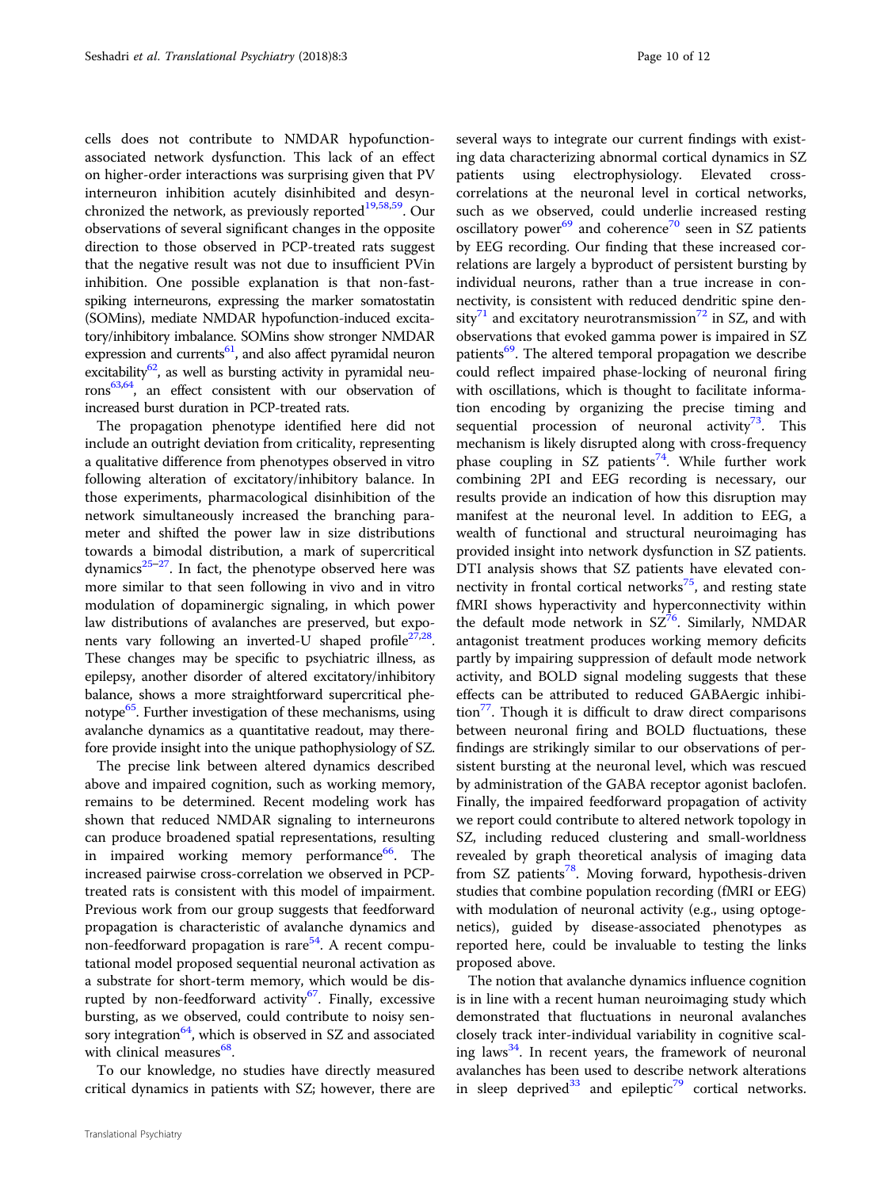cells does not contribute to NMDAR hypofunction-associated network dysfunction. This lack of an effect on higher-order interactions was surprising given that PV interneuron inhibition acutely disinhibited and desynchronized the network, as previously reported[19,58,59]. Our observations of several significant changes in the opposite direction to those observed in PCP-treated rats suggest that the negative result was not due to insufficient PVin inhibition. One possible explanation is that non-fast-spiking interneurons, expressing the marker somatostatin (SOMins), mediate NMDAR hypofunction-induced excitatory/inhibitory imbalance. SOMins show stronger NMDAR expression and currents[61], and also affect pyramidal neuron excitability[62], as well as bursting activity in pyramidal neurons[63,64], an effect consistent with our observation of increased burst duration in PCP-treated rats.

The propagation phenotype identified here did not include an outright deviation from criticality, representing a qualitative difference from phenotypes observed in vitro following alteration of excitatory/inhibitory balance. In those experiments, pharmacological disinhibition of the network simultaneously increased the branching parameter and shifted the power law in size distributions towards a bimodal distribution, a mark of supercritical dynamics[25–27]. In fact, the phenotype observed here was more similar to that seen following in vivo and in vitro modulation of dopaminergic signaling, in which power law distributions of avalanches are preserved, but exponents vary following an inverted-U shaped profile[27,28]. These changes may be specific to psychiatric illness, as epilepsy, another disorder of altered excitatory/inhibitory balance, shows a more straightforward supercritical phenotype[65]. Further investigation of these mechanisms, using avalanche dynamics as a quantitative readout, may therefore provide insight into the unique pathophysiology of SZ.

The precise link between altered dynamics described above and impaired cognition, such as working memory, remains to be determined. Recent modeling work has shown that reduced NMDAR signaling to interneurons can produce broadened spatial representations, resulting in impaired working memory performance[66]. The increased pairwise cross-correlation we observed in PCP-treated rats is consistent with this model of impairment. Previous work from our group suggests that feedforward propagation is characteristic of avalanche dynamics and non-feedforward propagation is rare[54]. A recent computational model proposed sequential neuronal activation as a substrate for short-term memory, which would be disrupted by non-feedforward activity[67]. Finally, excessive bursting, as we observed, could contribute to noisy sensory integration[64], which is observed in SZ and associated with clinical measures[68].

To our knowledge, no studies have directly measured critical dynamics in patients with SZ; however, there are several ways to integrate our current findings with existing data characterizing abnormal cortical dynamics in SZ patients using electrophysiology. Elevated cross-correlations at the neuronal level in cortical networks, such as we observed, could underlie increased resting oscillatory power[69] and coherence[70] seen in SZ patients by EEG recording. Our finding that these increased correlations are largely a byproduct of persistent bursting by individual neurons, rather than a true increase in connectivity, is consistent with reduced dendritic spine density[71] and excitatory neurotransmission[72] in SZ, and with observations that evoked gamma power is impaired in SZ patients[69]. The altered temporal propagation we describe could reflect impaired phase-locking of neuronal firing with oscillations, which is thought to facilitate information encoding by organizing the precise timing and sequential procession of neuronal activity[73]. This mechanism is likely disrupted along with cross-frequency phase coupling in SZ patients[74]. While further work combining 2PI and EEG recording is necessary, our results provide an indication of how this disruption may manifest at the neuronal level. In addition to EEG, a wealth of functional and structural neuroimaging has provided insight into network dysfunction in SZ patients. DTI analysis shows that SZ patients have elevated connectivity in frontal cortical networks[75], and resting state fMRI shows hyperactivity and hyperconnectivity within the default mode network in SZ[76]. Similarly, NMDAR antagonist treatment produces working memory deficits partly by impairing suppression of default mode network activity, and BOLD signal modeling suggests that these effects can be attributed to reduced GABAergic inhibition[77]. Though it is difficult to draw direct comparisons between neuronal firing and BOLD fluctuations, these findings are strikingly similar to our observations of persistent bursting at the neuronal level, which was rescued by administration of the GABA receptor agonist baclofen. Finally, the impaired feedforward propagation of activity we report could contribute to altered network topology in SZ, including reduced clustering and small-worldness revealed by graph theoretical analysis of imaging data from SZ patients[78]. Moving forward, hypothesis-driven studies that combine population recording (fMRI or EEG) with modulation of neuronal activity (e.g., using optogenetics), guided by disease-associated phenotypes as reported here, could be invaluable to testing the links proposed above.

The notion that avalanche dynamics influence cognition is in line with a recent human neuroimaging study which demonstrated that fluctuations in neuronal avalanches closely track inter-individual variability in cognitive scaling laws[34]. In recent years, the framework of neuronal avalanches has been used to describe network alterations in sleep deprived[33] and epileptic[79] cortical networks.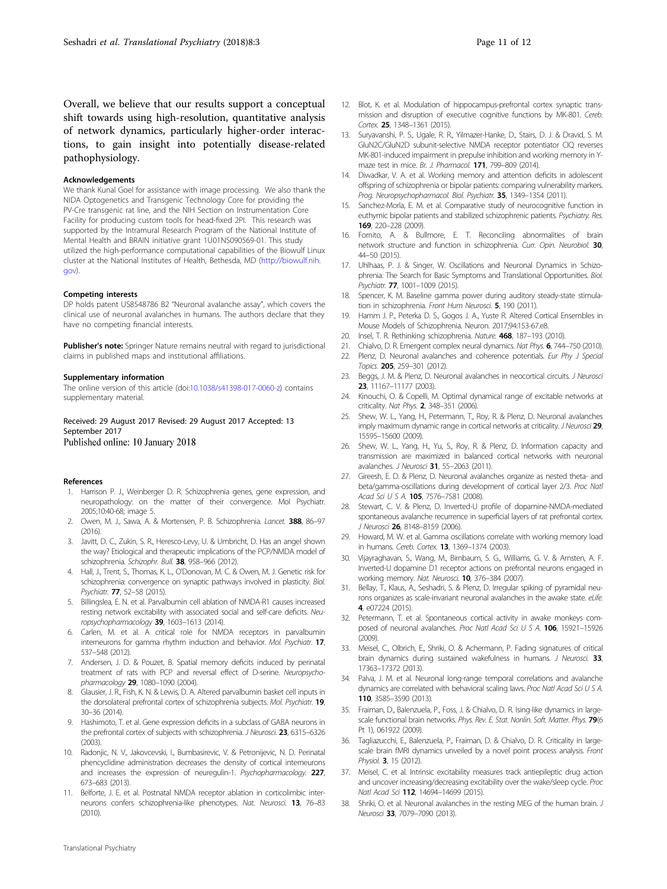Overall, we believe that our results support a conceptual shift towards using high-resolution, quantitative analysis of network dynamics, particularly higher-order interactions, to gain insight into potentially disease-related pathophysiology.

#### Acknowledgements

We thank Kunal Goel for assistance with image processing. We also thank the NIDA Optogenetics and Transgenic Technology Core for providing the PV-Cre transgenic rat line, and the NIH Section on Instrumentation Core Facility for producing custom tools for head-fixed 2PI. This research was supported by the Intramural Research Program of the National Institute of Mental Health and BRAIN initiative grant 1U01NS090569-01. This study utilized the high-performance computational capabilities of the Biowulf Linux cluster at the National Institutes of Health, Bethesda, MD (http://biowulf.nih.gov).

#### Competing interests

DP holds patent US8548786 B2 "Neuronal avalanche assay", which covers the clinical use of neuronal avalanches in humans. The authors declare that they have no competing financial interests.

**Publisher's note:** Springer Nature remains neutral with regard to jurisdictional claims in published maps and institutional affiliations.

#### Supplementary information

The online version of this article (doi:10.1038/s41398-017-0060-z) contains supplementary material.

Received: 29 August 2017 Revised: 29 August 2017 Accepted: 13 September 2017
Published online: 10 January 2018

#### References

1. Harrison P. J., Weinberger D. R. Schizophrenia genes, gene expression, and neuropathology: on the matter of their convergence. Mol Psychiatr. 2005;10:40-68; image 5.
2. Owen, M. J., Sawa, A. & Mortensen, P. B. Schizophrenia. *Lancet.* **388**, 86–97 (2016).
3. Javitt, D. C., Zukin, S. R., Heresco-Levy, U. & Umbricht, D. Has an angel shown the way? Etiological and therapeutic implications of the PCP/NMDA model of schizophrenia. *Schizophr. Bull.* **38**, 958–966 (2012).
4. Hall, J., Trent, S., Thomas, K. L., O'Donovan, M. C. & Owen, M. J. Genetic risk for schizophrenia: convergence on synaptic pathways involved in plasticity. *Biol. Psychiatr.* **77**, 52–58 (2015).
5. Billingslea, E. N. et al. Parvalbumin cell ablation of NMDA-R1 causes increased resting network excitability with associated social and self-care deficits. *Neuropsychopharmacology* **39**, 1603–1613 (2014).
6. Carlen, M. et al. A critical role for NMDA receptors in parvalbumin interneurons for gamma rhythm induction and behavior. *Mol. Psychiatr.* **17**, 537–548 (2012).
7. Andersen, J. D. & Pouzet, B. Spatial memory deficits induced by perinatal treatment of rats with PCP and reversal effect of D-serine. *Neuropsychopharmacology* **29**, 1080–1090 (2004).
8. Glausier, J. R., Fish, K. N. & Lewis, D. A. Altered parvalbumin basket cell inputs in the dorsolateral prefrontal cortex of schizophrenia subjects. *Mol. Psychiatr.* **19**, 30–36 (2014).
9. Hashimoto, T. et al. Gene expression deficits in a subclass of GABA neurons in the prefrontal cortex of subjects with schizophrenia. *J Neurosci.* **23**, 6315–6326 (2003).
10. Radonjic, N. V., Jakovcevski, I., Bumbasirevic, V. & Petronijevic, N. D. Perinatal phencyclidine administration decreases the density of cortical interneurons and increases the expression of neuregulin-1. *Psychopharmacology.* **227**, 673–683 (2013).
11. Belforte, J. E. et al. Postnatal NMDA receptor ablation in corticolimbic interneurons confers schizophrenia-like phenotypes. *Nat. Neurosci.* **13**, 76–83 (2010).
12. Blot, K. et al. Modulation of hippocampus-prefrontal cortex synaptic transmission and disruption of executive cognitive functions by MK-801. *Cereb. Cortex.* **25**, 1348–1361 (2015).
13. Suryavanshi, P. S., Ugale, R. R., Yilmazer-Hanke, D., Stairs, D. J. & Dravid, S. M. GluN2C/GluN2D subunit-selective NMDA receptor potentiator CIQ reverses MK-801-induced impairment in prepulse inhibition and working memory in Y-maze test in mice. *Br. J. Pharmacol.* **171**, 799–809 (2014).
14. Diwadkar, V. A. et al. Working memory and attention deficits in adolescent offspring of schizophrenia or bipolar patients: comparing vulnerability markers. *Prog. Neuropsychopharmacol. Biol. Psychiatr.* **35**, 1349–1354 (2011).
15. Sanchez-Morla, E. M. et al. Comparative study of neurocognitive function in euthymic bipolar patients and stabilized schizophrenic patients. *Psychiatry. Res.* **169**, 220–228 (2009).
16. Fornito, A. & Bullmore, E. T. Reconciling abnormalities of brain network structure and function in schizophrenia. *Curr. Opin. Neurobiol.* **30**, 44–50 (2015).
17. Uhlhaas, P. J. & Singer, W. Oscillations and Neuronal Dynamics in Schizophrenia: The Search for Basic Symptoms and Translational Opportunities. *Biol. Psychiatr.* **77**, 1001–1009 (2015).
18. Spencer, K. M. Baseline gamma power during auditory steady-state stimulation in schizophrenia. *Front Hum Neurosci.* **5**, 190 (2011).
19. Hamm J. P., Peterka D. S., Gogos J. A., Yuste R. Altered Cortical Ensembles in Mouse Models of Schizophrenia. Neuron. 2017;94:153-67.e8.
20. Insel, T. R. Rethinking schizophrenia. *Nature.* **468**, 187–193 (2010).
21. Chialvo, D. R. Emergent complex neural dynamics. *Nat Phys.* **6**, 744–750 (2010).
22. Plenz, D. Neuronal avalanches and coherence potentials. *Eur Phy J Special Topics.* **205**, 259–301 (2012).
23. Beggs, J. M. & Plenz, D. Neuronal avalanches in neocortical circuits. *J Neurosci* **23**, 11167–11177 (2003).
24. Kinouchi, O. & Copelli, M. Optimal dynamical range of excitable networks at criticality. *Nat Phys.* **2**, 348–351 (2006).
25. Shew, W. L., Yang, H., Petermann, T., Roy, R. & Plenz, D. Neuronal avalanches imply maximum dynamic range in cortical networks at criticality. *J Neurosci* **29**, 15595–15600 (2009).
26. Shew, W. L., Yang, H., Yu, S., Roy, R. & Plenz, D. Information capacity and transmission are maximized in balanced cortical networks with neuronal avalanches. *J Neurosci* **31**, 55–2063 (2011).
27. Gireesh, E. D. & Plenz, D. Neuronal avalanches organize as nested theta- and beta/gamma-oscillations during development of cortical layer 2/3. *Proc Natl Acad Sci U S A.* **105**, 7576–7581 (2008).
28. Stewart, C. V. & Plenz, D. Inverted-U profile of dopamine-NMDA-mediated spontaneous avalanche recurrence in superficial layers of rat prefrontal cortex. *J Neurosci* **26**, 8148–8159 (2006).
29. Howard, M. W. et al. Gamma oscillations correlate with working memory load in humans. *Cereb. Cortex.* **13**, 1369–1374 (2003).
30. Vijayraghavan, S., Wang, M., Birnbaum, S. G., Williams, G. V. & Arnsten, A. F. Inverted-U dopamine D1 receptor actions on prefrontal neurons engaged in working memory. *Nat. Neurosci.* **10**, 376–384 (2007).
31. Bellay, T., Klaus, A., Seshadri, S. & Plenz, D. Irregular spiking of pyramidal neurons organizes as scale-invariant neuronal avalanches in the awake state. *eLife.* **4**, e07224 (2015).
32. Petermann, T. et al. Spontaneous cortical activity in awake monkeys composed of neuronal avalanches. *Proc Natl Acad Sci U S A.* **106**, 15921–15926 (2009).
33. Meisel, C., Olbrich, E., Shriki, O. & Achermann, P. Fading signatures of critical brain dynamics during sustained wakefulness in humans. *J Neurosci.* **33**, 17363–17372 (2013).
34. Palva, J. M. et al. Neuronal long-range temporal correlations and avalanche dynamics are correlated with behavioral scaling laws. *Proc Natl Acad Sci U S A.* **110**, 3585–3590 (2013).
35. Fraiman, D., Balenzuela, P., Foss, J. & Chialvo, D. R. Ising-like dynamics in large-scale functional brain networks. *Phys. Rev. E. Stat. Nonlin. Soft. Matter. Phys.* **79**(6 Pt 1), 061922 (2009).
36. Tagliazucchi, E., Balenzuela, P., Fraiman, D. & Chialvo, D. R. Criticality in large-scale brain fMRI dynamics unveiled by a novel point process analysis. *Front Physiol.* **3**, 15 (2012).
37. Meisel, C. et al. Intrinsic excitability measures track antiepileptic drug action and uncover increasing/decreasing excitability over the wake/sleep cycle. *Proc Natl Acad Sci* **112**, 14694–14699 (2015).
38. Shriki, O. et al. Neuronal avalanches in the resting MEG of the human brain. *J Neurosci* **33**, 7079–7090 (2013).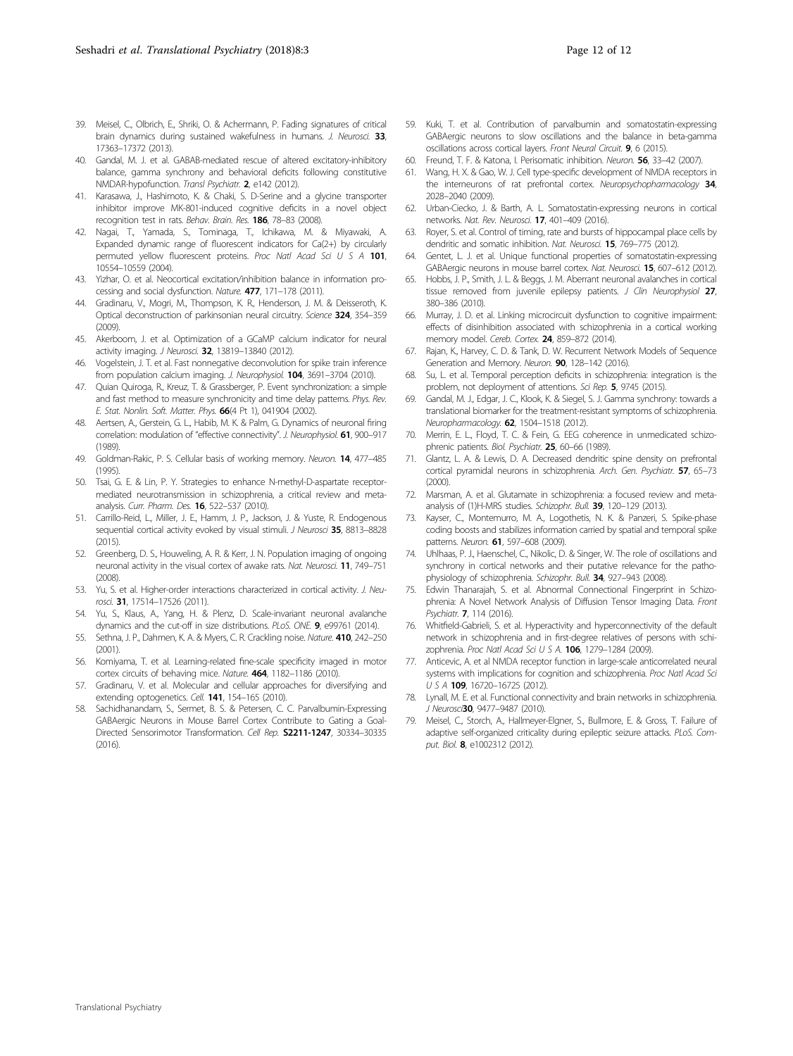39. Meisel, C., Olbrich, E., Shriki, O. & Achermann, P. Fading signatures of critical brain dynamics during sustained wakefulness in humans. *J. Neurosci.* **33**, 17363–17372 (2013).
40. Gandal, M. J. et al. GABAB-mediated rescue of altered excitatory-inhibitory balance, gamma synchrony and behavioral deficits following constitutive NMDAR-hypofunction. *Transl Psychiatr.* **2**, e142 (2012).
41. Karasawa, J., Hashimoto, K. & Chaki, S. D-Serine and a glycine transporter inhibitor improve MK-801-induced cognitive deficits in a novel object recognition test in rats. *Behav. Brain. Res.* **186**, 78–83 (2008).
42. Nagai, T., Yamada, S., Tominaga, T., Ichikawa, M. & Miyawaki, A. Expanded dynamic range of fluorescent indicators for Ca(2+) by circularly permuted yellow fluorescent proteins. *Proc Natl Acad Sci U S A* **101**, 10554–10559 (2004).
43. Yizhar, O. et al. Neocortical excitation/inhibition balance in information processing and social dysfunction. *Nature.* **477**, 171–178 (2011).
44. Gradinaru, V., Mogri, M., Thompson, K. R., Henderson, J. M. & Deisseroth, K. Optical deconstruction of parkinsonian neural circuitry. *Science* **324**, 354–359 (2009).
45. Akerboom, J. et al. Optimization of a GCaMP calcium indicator for neural activity imaging. *J Neurosci.* **32**, 13819–13840 (2012).
46. Vogelstein, J. T. et al. Fast nonnegative deconvolution for spike train inference from population calcium imaging. *J. Neurophysiol.* **104**, 3691–3704 (2010).
47. Quian Quiroga, R., Kreuz, T. & Grassberger, P. Event synchronization: a simple and fast method to measure synchronicity and time delay patterns. *Phys. Rev. E. Stat. Nonlin. Soft. Matter. Phys.* **66**(4 Pt 1), 041904 (2002).
48. Aertsen, A., Gerstein, G. L., Habib, M. K. & Palm, G. Dynamics of neuronal firing correlation: modulation of "effective connectivity". *J. Neurophysiol.* **61**, 900–917 (1989).
49. Goldman-Rakic, P. S. Cellular basis of working memory. *Neuron.* **14**, 477–485 (1995).
50. Tsai, G. E. & Lin, P. Y. Strategies to enhance N-methyl-D-aspartate receptor-mediated neurotransmission in schizophrenia, a critical review and meta-analysis. *Curr. Pharm. Des.* **16**, 522–537 (2010).
51. Carrillo-Reid, L., Miller, J. E., Hamm, J. P., Jackson, J. & Yuste, R. Endogenous sequential cortical activity evoked by visual stimuli. *J Neurosci* **35**, 8813–8828 (2015).
52. Greenberg, D. S., Houweling, A. R. & Kerr, J. N. Population imaging of ongoing neuronal activity in the visual cortex of awake rats. *Nat. Neurosci.* **11**, 749–751 (2008).
53. Yu, S. et al. Higher-order interactions characterized in cortical activity. *J. Neurosci.* **31**, 17514–17526 (2011).
54. Yu, S., Klaus, A., Yang, H. & Plenz, D. Scale-invariant neuronal avalanche dynamics and the cut-off in size distributions. *PLoS. ONE.* **9**, e99761 (2014).
55. Sethna, J. P., Dahmen, K. A. & Myers, C. R. Crackling noise. *Nature.* **410**, 242–250 (2001).
56. Komiyama, T. et al. Learning-related fine-scale specificity imaged in motor cortex circuits of behaving mice. *Nature.* **464**, 1182–1186 (2010).
57. Gradinaru, V. et al. Molecular and cellular approaches for diversifying and extending optogenetics. *Cell.* **141**, 154–165 (2010).
58. Sachidhanandam, S., Sermet, B. S. & Petersen, C. C. Parvalbumin-Expressing GABAergic Neurons in Mouse Barrel Cortex Contribute to Gating a Goal-Directed Sensorimotor Transformation. *Cell Rep.* **S2211-1247**, 30334–30335 (2016).
59. Kuki, T. et al. Contribution of parvalbumin and somatostatin-expressing GABAergic neurons to slow oscillations and the balance in beta-gamma oscillations across cortical layers. *Front Neural Circuit.* **9**, 6 (2015).
60. Freund, T. F. & Katona, I. Perisomatic inhibition. *Neuron.* **56**, 33–42 (2007).
61. Wang, H. X. & Gao, W. J. Cell type-specific development of NMDA receptors in the interneurons of rat prefrontal cortex. *Neuropsychopharmacology* **34**, 2028–2040 (2009).
62. Urban-Ciecko, J. & Barth, A. L. Somatostatin-expressing neurons in cortical networks. *Nat. Rev. Neurosci.* **17**, 401–409 (2016).
63. Royer, S. et al. Control of timing, rate and bursts of hippocampal place cells by dendritic and somatic inhibition. *Nat. Neurosci.* **15**, 769–775 (2012).
64. Gentet, L. J. et al. Unique functional properties of somatostatin-expressing GABAergic neurons in mouse barrel cortex. *Nat. Neurosci.* **15**, 607–612 (2012).
65. Hobbs, J. P., Smith, J. L. & Beggs, J. M. Aberrant neuronal avalanches in cortical tissue removed from juvenile epilepsy patients. *J Clin Neurophysiol* **27**, 380–386 (2010).
66. Murray, J. D. et al. Linking microcircuit dysfunction to cognitive impairment: effects of disinhibition associated with schizophrenia in a cortical working memory model. *Cereb. Cortex.* **24**, 859–872 (2014).
67. Rajan, K., Harvey, C. D. & Tank, D. W. Recurrent Network Models of Sequence Generation and Memory. *Neuron.* **90**, 128–142 (2016).
68. Su, L. et al. Temporal perception deficits in schizophrenia: integration is the problem, not deployment of attentions. *Sci Rep.* **5**, 9745 (2015).
69. Gandal, M. J., Edgar, J. C., Klook, K. & Siegel, S. J. Gamma synchrony: towards a translational biomarker for the treatment-resistant symptoms of schizophrenia. *Neuropharmacology.* **62**, 1504–1518 (2012).
70. Merrin, E. L., Floyd, T. C. & Fein, G. EEG coherence in unmedicated schizophrenic patients. *Biol. Psychiatr.* **25**, 60–66 (1989).
71. Glantz, L. A. & Lewis, D. A. Decreased dendritic spine density on prefrontal cortical pyramidal neurons in schizophrenia. *Arch. Gen. Psychiatr.* **57**, 65–73 (2000).
72. Marsman, A. et al. Glutamate in schizophrenia: a focused review and meta-analysis of (1)H-MRS studies. *Schizophr. Bull.* **39**, 120–129 (2013).
73. Kayser, C., Montemurro, M. A., Logothetis, N. K. & Panzeri, S. Spike-phase coding boosts and stabilizes information carried by spatial and temporal spike patterns. *Neuron.* **61**, 597–608 (2009).
74. Uhlhaas, P. J., Haenschel, C., Nikolic, D. & Singer, W. The role of oscillations and synchrony in cortical networks and their putative relevance for the pathophysiology of schizophrenia. *Schizophr. Bull.* **34**, 927–943 (2008).
75. Edwin Thanarajah, S. et al. Abnormal Connectional Fingerprint in Schizophrenia: A Novel Network Analysis of Diffusion Tensor Imaging Data. *Front Psychiatr.* **7**, 114 (2016).
76. Whitfield-Gabrieli, S. et al. Hyperactivity and hyperconnectivity of the default network in schizophrenia and in first-degree relatives of persons with schizophrenia. *Proc Natl Acad Sci U S A.* **106**, 1279–1284 (2009).
77. Anticevic, A. et al NMDA receptor function in large-scale anticorrelated neural systems with implications for cognition and schizophrenia. *Proc Natl Acad Sci U S A* **109**, 16720–16725 (2012).
78. Lynall, M. E. et al. Functional connectivity and brain networks in schizophrenia. *J Neurosci***30**, 9477–9487 (2010).
79. Meisel, C., Storch, A., Hallmeyer-Elgner, S., Bullmore, E. & Gross, T. Failure of adaptive self-organized criticality during epileptic seizure attacks. *PLoS. Comput. Biol.* **8**, e1002312 (2012).